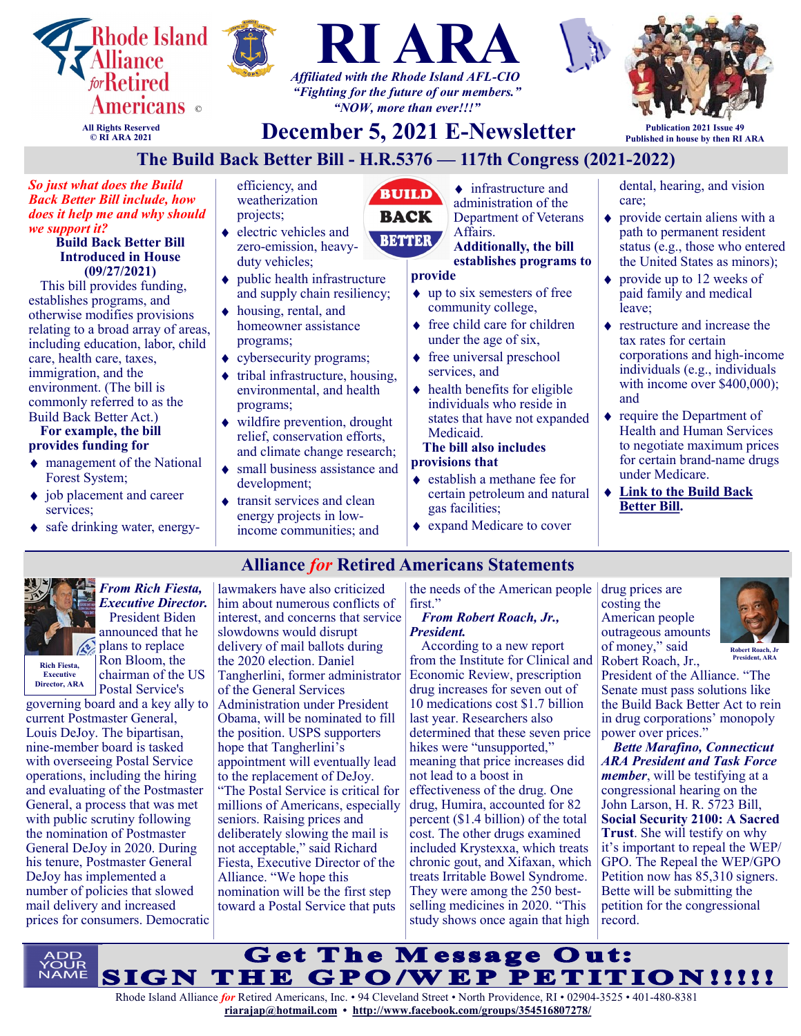# RI ARA

Rhode Island Alliance for Retired Americans ©

All Rights Reserved
© RI ARA 2021

*Affiliated with the Rhode Island AFL-CIO*
*"Fighting for the future of our members."*
*"NOW, more than ever!!!"*

## December 5, 2021 E-Newsletter

Publication 2021 Issue 49
Published in house by then RI ARA

## The Build Back Better Bill - H.R.5376 — 117th Congress (2021-2022)

***So just what does the Build Back Better Bill include, how does it help me and why should we support it?***

**Build Back Better Bill Introduced in House (09/27/2021)**

This bill provides funding, establishes programs, and otherwise modifies provisions relating to a broad array of areas, including education, labor, child care, health care, taxes, immigration, and the environment. (The bill is commonly referred to as the Build Back Better Act.)

**For example, the bill provides funding for**

- management of the National Forest System;
- job placement and career services;
- safe drinking water, energy-efficiency, and weatherization projects;
- electric vehicles and zero-emission, heavy-duty vehicles;
- public health infrastructure and supply chain resiliency;
- housing, rental, and homeowner assistance programs;
- cybersecurity programs;
- tribal infrastructure, housing, environmental, and health programs;
- wildfire prevention, drought relief, conservation efforts, and climate change research;
- small business assistance and development;
- transit services and clean energy projects in low-income communities; and
- infrastructure and administration of the Department of Veterans Affairs.

**Additionally, the bill establishes programs to provide**

- up to six semesters of free community college,
- free child care for children under the age of six,
- free universal preschool services, and
- health benefits for eligible individuals who reside in states that have not expanded Medicaid.

**The bill also includes provisions that**

- establish a methane fee for certain petroleum and natural gas facilities;
- expand Medicare to cover dental, hearing, and vision care;
- provide certain aliens with a path to permanent resident status (e.g., those who entered the United States as minors);
- provide up to 12 weeks of paid family and medical leave;
- restructure and increase the tax rates for certain corporations and high-income individuals (e.g., individuals with income over $400,000); and
- require the Department of Health and Human Services to negotiate maximum prices for certain brand-name drugs under Medicare.
- **Link to the Build Back Better Bill.**

## Alliance *for* Retired Americans Statements

Rich Fiesta, Executive Director, ARA

***From Rich Fiesta, Executive Director.*** President Biden announced that he plans to replace Ron Bloom, the chairman of the US Postal Service's governing board and a key ally to current Postmaster General, Louis DeJoy. The bipartisan, nine-member board is tasked with overseeing Postal Service operations, including the hiring and evaluating of the Postmaster General, a process that was met with public scrutiny following the nomination of Postmaster General DeJoy in 2020. During his tenure, Postmaster General DeJoy has implemented a number of policies that slowed mail delivery and increased prices for consumers. Democratic lawmakers have also criticized him about numerous conflicts of interest, and concerns that service slowdowns would disrupt delivery of mail ballots during the 2020 election. Daniel Tangherlini, former administrator of the General Services Administration under President Obama, will be nominated to fill the position. USPS supporters hope that Tangherlini's appointment will eventually lead to the replacement of DeJoy. "The Postal Service is critical for millions of Americans, especially seniors. Raising prices and deliberately slowing the mail is not acceptable," said Richard Fiesta, Executive Director of the Alliance. "We hope this nomination will be the first step toward a Postal Service that puts the needs of the American people first."

***From Robert Roach, Jr., President.*** According to a new report from the Institute for Clinical and Economic Review, prescription drug increases for seven out of 10 medications cost $1.7 billion last year. Researchers also determined that these seven price hikes were "unsupported," meaning that price increases did not lead to a boost in effectiveness of the drug. One drug, Humira, accounted for 82 percent ($1.4 billion) of the total cost. The other drugs examined included Krystexxa, which treats chronic gout, and Xifaxan, which treats Irritable Bowel Syndrome. They were among the 250 best-selling medicines in 2020. "This study shows once again that high drug prices are costing the American people outrageous amounts of money," said Robert Roach, Jr., President of the Alliance. "The Senate must pass solutions like the Build Back Better Act to rein in drug corporations' monopoly power over prices."

Robert Roach, Jr President, ARA

***Bette Marafino, Connecticut ARA President and Task Force member***, will be testifying at a congressional hearing on the John Larson, H. R. 5723 Bill, **Social Security 2100: A Sacred Trust**. She will testify on why it's important to repeal the WEP/GPO. The Repeal the WEP/GPO Petition now has 85,310 signers. Bette will be submitting the petition for the congressional record.

ADD YOUR NAME

**Get The Message Out: SIGN THE GPO/WEP PETITION!!!!!**

Rhode Island Alliance *for* Retired Americans, Inc. • 94 Cleveland Street • North Providence, RI • 02904-3525 • 401-480-8381
**riarajap@hotmail.com • http://www.facebook.com/groups/354516807278/**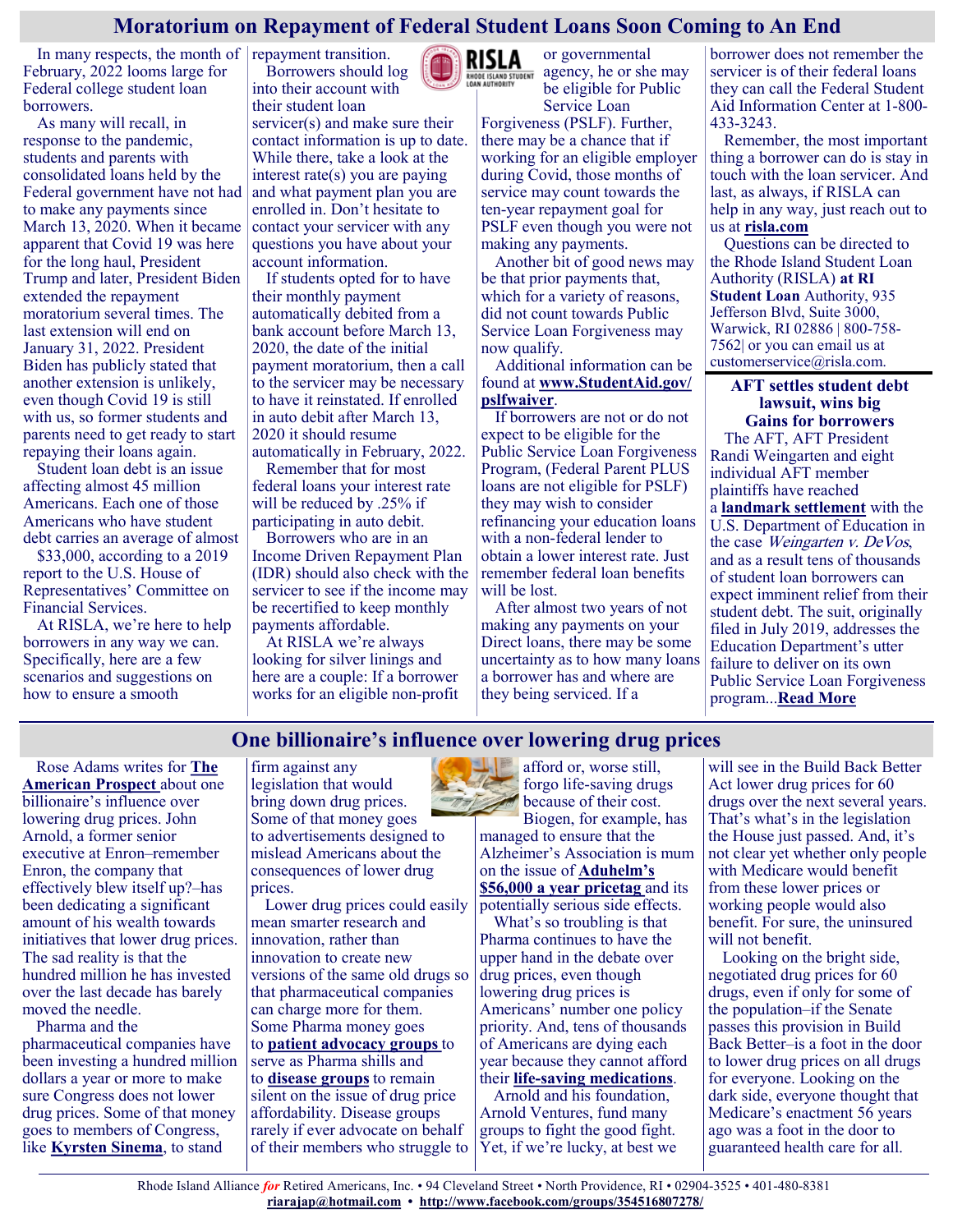## Moratorium on Repayment of Federal Student Loans Soon Coming to An End

In many respects, the month of February, 2022 looms large for Federal college student loan borrowers.

As many will recall, in response to the pandemic, students and parents with consolidated loans held by the Federal government have not had to make any payments since March 13, 2020. When it became apparent that Covid 19 was here for the long haul, President Trump and later, President Biden extended the repayment moratorium several times. The last extension will end on January 31, 2022. President Biden has publicly stated that another extension is unlikely, even though Covid 19 is still with us, so former students and parents need to get ready to start repaying their loans again.

Student loan debt is an issue affecting almost 45 million Americans. Each one of those Americans who have student debt carries an average of almost $33,000, according to a 2019 report to the U.S. House of Representatives' Committee on Financial Services.

At RISLA, we're here to help borrowers in any way we can. Specifically, here are a few scenarios and suggestions on how to ensure a smooth repayment transition.

Borrowers should log into their account with their student loan servicer(s) and make sure their contact information is up to date. While there, take a look at the interest rate(s) you are paying and what payment plan you are enrolled in. Don't hesitate to contact your servicer with any questions you have about your account information.

If students opted for to have their monthly payment automatically debited from a bank account before March 13, 2020, the date of the initial payment moratorium, then a call to the servicer may be necessary to have it reinstated. If enrolled in auto debit after March 13, 2020 it should resume automatically in February, 2022.

Remember that for most federal loans your interest rate will be reduced by .25% if participating in auto debit.

Borrowers who are in an Income Driven Repayment Plan (IDR) should also check with the servicer to see if the income may be recertified to keep monthly payments affordable.

At RISLA we're always looking for silver linings and here are a couple: If a borrower works for an eligible non-profit or governmental agency, he or she may be eligible for Public Service Loan Forgiveness (PSLF). Further, there may be a chance that if working for an eligible employer during Covid, those months of service may count towards the ten-year repayment goal for PSLF even though you were not making any payments.

Another bit of good news may be that prior payments that, which for a variety of reasons, did not count towards Public Service Loan Forgiveness may now qualify.

Additional information can be found at **www.StudentAid.gov/pslfwaver**.

If borrowers are not or do not expect to be eligible for the Public Service Loan Forgiveness Program, (Federal Parent PLUS loans are not eligible for PSLF) they may wish to consider refinancing your education loans with a non-federal lender to obtain a lower interest rate. Just remember federal loan benefits will be lost.

After almost two years of not making any payments on your Direct loans, there may be some uncertainty as to how many loans a borrower has and where are they being serviced. If a borrower does not remember the servicer is of their federal loans they can call the Federal Student Aid Information Center at 1-800-433-3243.

Remember, the most important thing a borrower can do is stay in touch with the loan servicer. And last, as always, if RISLA can help in any way, just reach out to us at **risla.com**

Questions can be directed to the Rhode Island Student Loan Authority (RISLA) **at RI Student Loan** Authority, 935 Jefferson Blvd, Suite 3000, Warwick, RI 02886 | 800-758-7562| or you can email us at customerservice@risla.com.

### AFT settles student debt lawsuit, wins big Gains for borrowers

The AFT, AFT President Randi Weingarten and eight individual AFT member plaintiffs have reached a **landmark settlement** with the U.S. Department of Education in the case *Weingarten v. DeVos*, and as a result tens of thousands of student loan borrowers can expect imminent relief from their student debt. The suit, originally filed in July 2019, addresses the Education Department's utter failure to deliver on its own Public Service Loan Forgiveness program...**Read More**

## One billionaire's influence over lowering drug prices

Rose Adams writes for **The American Prospect** about one billionaire's influence over lowering drug prices. John Arnold, a former senior executive at Enron–remember Enron, the company that effectively blew itself up?–has been dedicating a significant amount of his wealth towards initiatives that lower drug prices. The sad reality is that the hundred million he has invested over the last decade has barely moved the needle.

Pharma and the pharmaceutical companies have been investing a hundred million dollars a year or more to make sure Congress does not lower drug prices. Some of that money goes to members of Congress, like **Kyrsten Sinema**, to stand firm against any legislation that would bring down drug prices. Some of that money goes to advertisements designed to mislead Americans about the consequences of lower drug prices.

Lower drug prices could easily mean smarter research and innovation, rather than innovation to create new versions of the same old drugs so that pharmaceutical companies can charge more for them. Some Pharma money goes to **patient advocacy groups** to serve as Pharma shills and to **disease groups** to remain silent on the issue of drug price affordability. Disease groups rarely if ever advocate on behalf of their members who struggle to afford or, worse still, forgo life-saving drugs because of their cost. Biogen, for example, has managed to ensure that the Alzheimer's Association is mum on the issue of **Aduhelm's $56,000 a year pricetag** and its potentially serious side effects.

What's so troubling is that Pharma continues to have the upper hand in the debate over drug prices, even though lowering drug prices is Americans' number one policy priority. And, tens of thousands of Americans are dying each year because they cannot afford their **life-saving medications**.

Arnold and his foundation, Arnold Ventures, fund many groups to fight the good fight. Yet, if we're lucky, at best we will see in the Build Back Better Act lower drug prices for 60 drugs over the next several years. That's what's in the legislation the House just passed. And, it's not clear yet whether only people with Medicare would benefit from these lower prices or working people would also benefit. For sure, the uninsured will not benefit.

Looking on the bright side, negotiated drug prices for 60 drugs, even if only for some of the population–if the Senate passes this provision in Build Back Better–is a foot in the door to lower drug prices on all drugs for everyone. Looking on the dark side, everyone thought that Medicare's enactment 56 years ago was a foot in the door to guaranteed health care for all.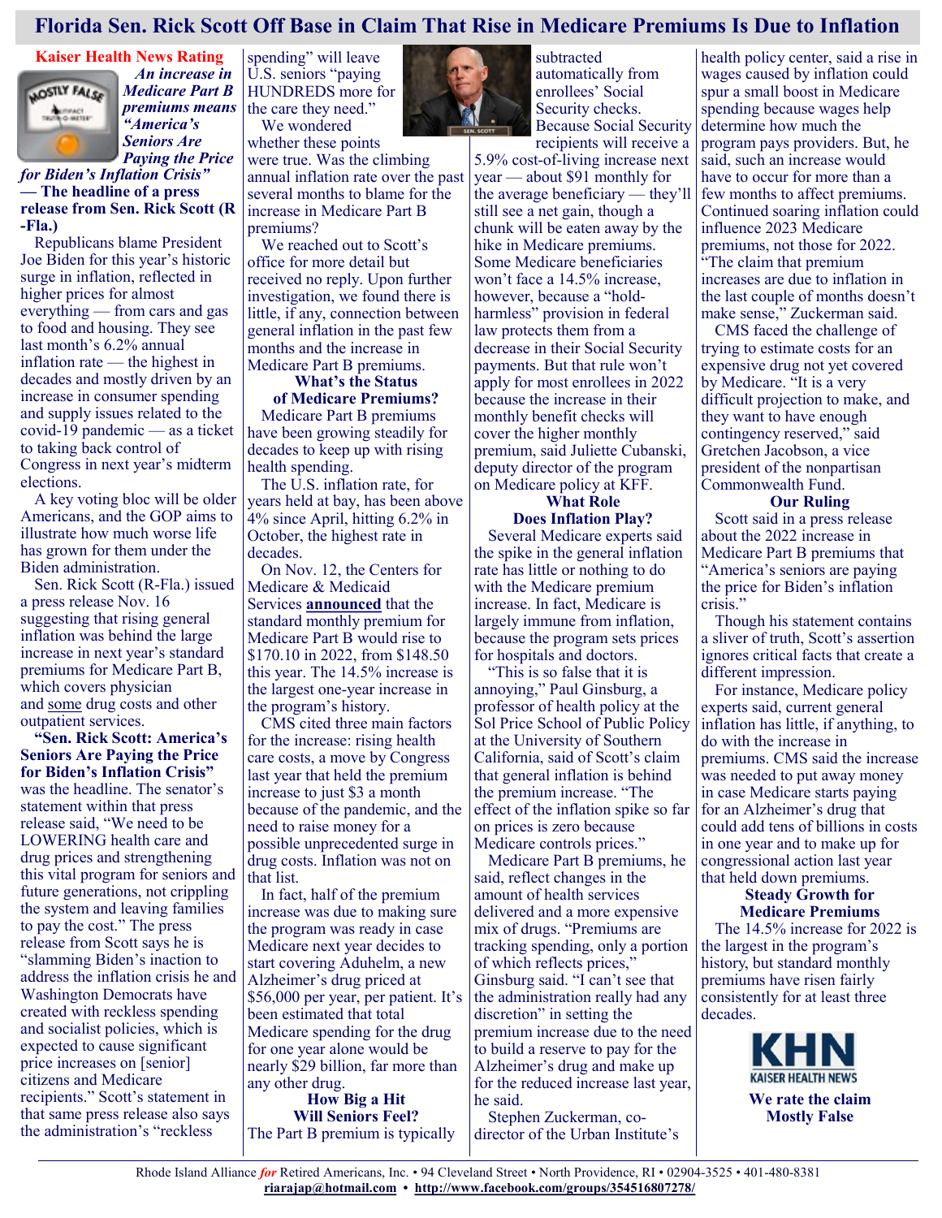# Florida Sen. Rick Scott Off Base in Claim That Rise in Medicare Premiums Is Due to Inflation

**Kaiser Health News Rating**

***An increase in Medicare Part B premiums means "America's Seniors Are Paying the Price for Biden's Inflation Crisis"* — The headline of a press release from Sen. Rick Scott (R-Fla.)**

Republicans blame President Joe Biden for this year's historic surge in inflation, reflected in higher prices for almost everything — from cars and gas to food and housing. They see last month's 6.2% annual inflation rate — the highest in decades and mostly driven by an increase in consumer spending and supply issues related to the covid-19 pandemic — as a ticket to taking back control of Congress in next year's midterm elections.

A key voting bloc will be older Americans, and the GOP aims to illustrate how much worse life has grown for them under the Biden administration.

Sen. Rick Scott (R-Fla.) issued a press release Nov. 16 suggesting that rising general inflation was behind the large increase in next year's standard premiums for Medicare Part B, which covers physician and some drug costs and other outpatient services.

**"Sen. Rick Scott: America's Seniors Are Paying the Price for Biden's Inflation Crisis"** was the headline. The senator's statement within that press release said, "We need to be LOWERING health care and drug prices and strengthening this vital program for seniors and future generations, not crippling the system and leaving families to pay the cost." The press release from Scott says he is "slamming Biden's inaction to address the inflation crisis he and Washington Democrats have created with reckless spending and socialist policies, which is expected to cause significant price increases on [senior] citizens and Medicare recipients." Scott's statement in that same press release also says the administration's "reckless spending" will leave U.S. seniors "paying HUNDREDS more for the care they need."

We wondered whether these points were true. Was the climbing annual inflation rate over the past several months to blame for the increase in Medicare Part B premiums?

We reached out to Scott's office for more detail but received no reply. Upon further investigation, we found there is little, if any, connection between general inflation in the past few months and the increase in Medicare Part B premiums.

### What's the Status of Medicare Premiums?

Medicare Part B premiums have been growing steadily for decades to keep up with rising health spending.

The U.S. inflation rate, for years held at bay, has been above 4% since April, hitting 6.2% in October, the highest rate in decades.

On Nov. 12, the Centers for Medicare & Medicaid Services **announced** that the standard monthly premium for Medicare Part B would rise to $170.10 in 2022, from $148.50 this year. The 14.5% increase is the largest one-year increase in the program's history.

CMS cited three main factors for the increase: rising health care costs, a move by Congress last year that held the premium increase to just $3 a month because of the pandemic, and the need to raise money for a possible unprecedented surge in drug costs. Inflation was not on that list.

In fact, half of the premium increase was due to making sure the program was ready in case Medicare next year decides to start covering Aduhelm, a new Alzheimer's drug priced at $56,000 per year, per patient. It's been estimated that total Medicare spending for the drug for one year alone would be nearly $29 billion, far more than any other drug.

### How Big a Hit Will Seniors Feel?

The Part B premium is typically subtracted automatically from enrollees' Social Security checks. Because Social Security recipients will receive a 5.9% cost-of-living increase next year — about $91 monthly for the average beneficiary — they'll still see a net gain, though a chunk will be eaten away by the hike in Medicare premiums. Some Medicare beneficiaries won't face a 14.5% increase, however, because a "hold-harmless" provision in federal law protects them from a decrease in their Social Security payments. But that rule won't apply for most enrollees in 2022 because the increase in their monthly benefit checks will cover the higher monthly premium, said Juliette Cubanski, deputy director of the program on Medicare policy at KFF.

### What Role Does Inflation Play?

Several Medicare experts said the spike in the general inflation rate has little or nothing to do with the Medicare premium increase. In fact, Medicare is largely immune from inflation, because the program sets prices for hospitals and doctors.

"This is so false that it is annoying," Paul Ginsburg, a professor of health policy at the Sol Price School of Public Policy at the University of Southern California, said of Scott's claim that general inflation is behind the premium increase. "The effect of the inflation spike so far on prices is zero because Medicare controls prices."

Medicare Part B premiums, he said, reflect changes in the amount of health services delivered and a more expensive mix of drugs. "Premiums are tracking spending, only a portion of which reflects prices," Ginsburg said. "I can't see that the administration really had any discretion" in setting the premium increase due to the need to build a reserve to pay for the Alzheimer's drug and make up for the reduced increase last year, he said.

Stephen Zuckerman, co-director of the Urban Institute's health policy center, said a rise in wages caused by inflation could spur a small boost in Medicare spending because wages help determine how much the program pays providers. But, he said, such an increase would have to occur for more than a few months to affect premiums. Continued soaring inflation could influence 2023 Medicare premiums, not those for 2022. "The claim that premium increases are due to inflation in the last couple of months doesn't make sense," Zuckerman said.

CMS faced the challenge of trying to estimate costs for an expensive drug not yet covered by Medicare. "It is a very difficult projection to make, and they want to have enough contingency reserved," said Gretchen Jacobson, a vice president of the nonpartisan Commonwealth Fund.

### Our Ruling

Scott said in a press release about the 2022 increase in Medicare Part B premiums that "America's seniors are paying the price for Biden's inflation crisis."

Though his statement contains a sliver of truth, Scott's assertion ignores critical facts that create a different impression.

For instance, Medicare policy experts said, current general inflation has little, if anything, to do with the increase in premiums. CMS said the increase was needed to put away money in case Medicare starts paying for an Alzheimer's drug that could add tens of billions in costs in one year and to make up for congressional action last year that held down premiums.

### Steady Growth for Medicare Premiums

The 14.5% increase for 2022 is the largest in the program's history, but standard monthly premiums have risen fairly consistently for at least three decades.

**We rate the claim Mostly False**

Rhode Island Alliance *for* Retired Americans, Inc. • 94 Cleveland Street • North Providence, RI • 02904-3525 • 401-480-8381
**riarajap@hotmail.com • http://www.facebook.com/groups/354516807278/**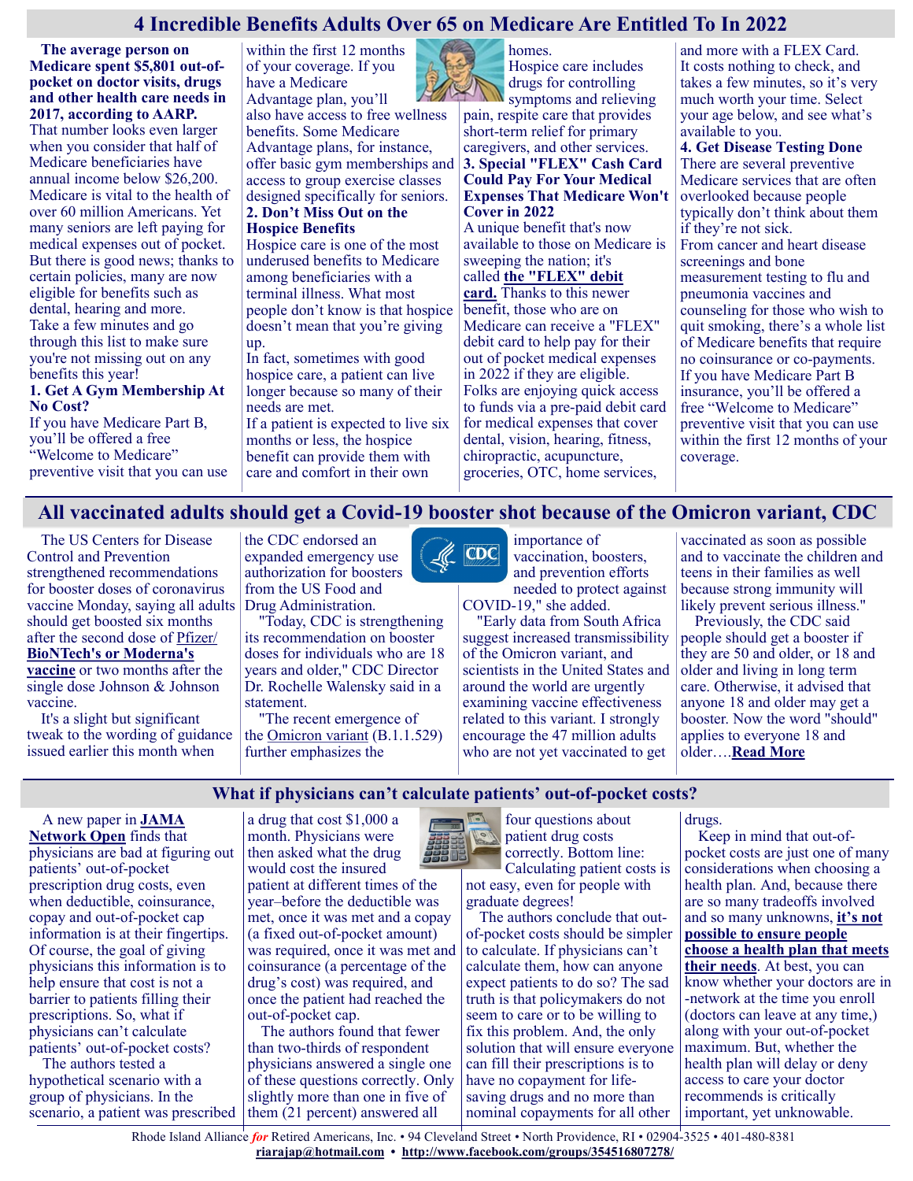# 4 Incredible Benefits Adults Over 65 on Medicare Are Entitled To In 2022

**The average person on Medicare spent $5,801 out-of-pocket on doctor visits, drugs and other health care needs in 2017, according to AARP.** That number looks even larger when you consider that half of Medicare beneficiaries have annual income below $26,200. Medicare is vital to the health of over 60 million Americans. Yet many seniors are left paying for medical expenses out of pocket. But there is good news; thanks to certain policies, many are now eligible for benefits such as dental, hearing and more. Take a few minutes and go through this list to make sure you're not missing out on any benefits this year!

**1. Get A Gym Membership At No Cost?**

If you have Medicare Part B, you'll be offered a free "Welcome to Medicare" preventive visit that you can use within the first 12 months of your coverage. If you have a Medicare Advantage plan, you'll also have access to free wellness benefits. Some Medicare Advantage plans, for instance, offer basic gym memberships and access to group exercise classes designed specifically for seniors.

**2. Don't Miss Out on the Hospice Benefits**

Hospice care is one of the most underused benefits to Medicare among beneficiaries with a terminal illness. What most people don't know is that hospice doesn't mean that you're giving up.

In fact, sometimes with good hospice care, a patient can live longer because so many of their needs are met.

If a patient is expected to live six months or less, the hospice benefit can provide them with care and comfort in their own homes.

Hospice care includes drugs for controlling symptoms and relieving pain, respite care that provides short-term relief for primary caregivers, and other services.

**3. Special "FLEX" Cash Card Could Pay For Your Medical Expenses That Medicare Won't Cover in 2022**

A unique benefit that's now available to those on Medicare is sweeping the nation; it's called **the "FLEX" debit card.** Thanks to this newer benefit, those who are on Medicare can receive a "FLEX" debit card to help pay for their out of pocket medical expenses in 2022 if they are eligible. Folks are enjoying quick access to funds via a pre-paid debit card for medical expenses that cover dental, vision, hearing, fitness, chiropractic, acupuncture, groceries, OTC, home services, and more with a FLEX Card. It costs nothing to check, and takes a few minutes, so it's very much worth your time. Select your age below, and see what's available to you.

**4. Get Disease Testing Done**

There are several preventive Medicare services that are often overlooked because people typically don't think about them if they're not sick.

From cancer and heart disease screenings and bone measurement testing to flu and pneumonia vaccines and counseling for those who wish to quit smoking, there's a whole list of Medicare benefits that require no coinsurance or co-payments.

If you have Medicare Part B insurance, you'll be offered a free "Welcome to Medicare" preventive visit that you can use within the first 12 months of your coverage.

# All vaccinated adults should get a Covid-19 booster shot because of the Omicron variant, CDC

The US Centers for Disease Control and Prevention strengthened recommendations for booster doses of coronavirus vaccine Monday, saying all adults should get boosted six months after the second dose of **Pfizer/BioNTech's or Moderna's vaccine** or two months after the single dose Johnson & Johnson vaccine.

It's a slight but significant tweak to the wording of guidance issued earlier this month when the CDC endorsed an expanded emergency use authorization for boosters from the US Food and Drug Administration.

"Today, CDC is strengthening its recommendation on booster doses for individuals who are 18 years and older," CDC Director Dr. Rochelle Walensky said in a statement.

"The recent emergence of the Omicron variant (B.1.1.529) further emphasizes the importance of vaccination, boosters, and prevention efforts needed to protect against COVID-19," she added.

"Early data from South Africa suggest increased transmissibility of the Omicron variant, and scientists in the United States and around the world are urgently examining vaccine effectiveness related to this variant. I strongly encourage the 47 million adults who are not yet vaccinated to get vaccinated as soon as possible and to vaccinate the children and teens in their families as well because strong immunity will likely prevent serious illness."

Previously, the CDC said people should get a booster if they are 50 and older, or 18 and older and living in long term care. Otherwise, it advised that anyone 18 and older may get a booster. Now the word "should" applies to everyone 18 and older….**Read More**

# What if physicians can't calculate patients' out-of-pocket costs?

A new paper in **JAMA Network Open** finds that physicians are bad at figuring out patients' out-of-pocket prescription drug costs, even when deductible, coinsurance, copay and out-of-pocket cap information is at their fingertips. Of course, the goal of giving physicians this information is to help ensure that cost is not a barrier to patients filling their prescriptions. So, what if physicians can't calculate patients' out-of-pocket costs?

The authors tested a hypothetical scenario with a group of physicians. In the scenario, a patient was prescribed a drug that cost $1,000 a month. Physicians were then asked what the drug would cost the insured patient at different times of the year–before the deductible was met, once it was met and a copay (a fixed out-of-pocket amount) was required, once it was met and coinsurance (a percentage of the drug's cost) was required, and once the patient had reached the out-of-pocket cap.

The authors found that fewer than two-thirds of respondent physicians answered a single one of these questions correctly. Only slightly more than one in five of them (21 percent) answered all four questions about patient drug costs correctly. Bottom line: Calculating patient costs is not easy, even for people with graduate degrees!

The authors conclude that out-of-pocket costs should be simpler to calculate. If physicians can't calculate them, how can anyone expect patients to do so? The sad truth is that policymakers do not seem to care or to be willing to fix this problem. And, the only solution that will ensure everyone can fill their prescriptions is to have no copayment for life-saving drugs and no more than nominal copayments for all other drugs.

Keep in mind that out-of-pocket costs are just one of many considerations when choosing a health plan. And, because there are so many tradeoffs involved and so many unknowns, **it's not possible to ensure people choose a health plan that meets their needs**. At best, you can know whether your doctors are in-network at the time you enroll (doctors can leave at any time,) along with your out-of-pocket maximum. But, whether the health plan will delay or deny access to care your doctor recommends is critically important, yet unknowable.

Rhode Island Alliance *for* Retired Americans, Inc. • 94 Cleveland Street • North Providence, RI • 02904-3525 • 401-480-8381
**riarajap@hotmail.com** • **http://www.facebook.com/groups/354516807278/**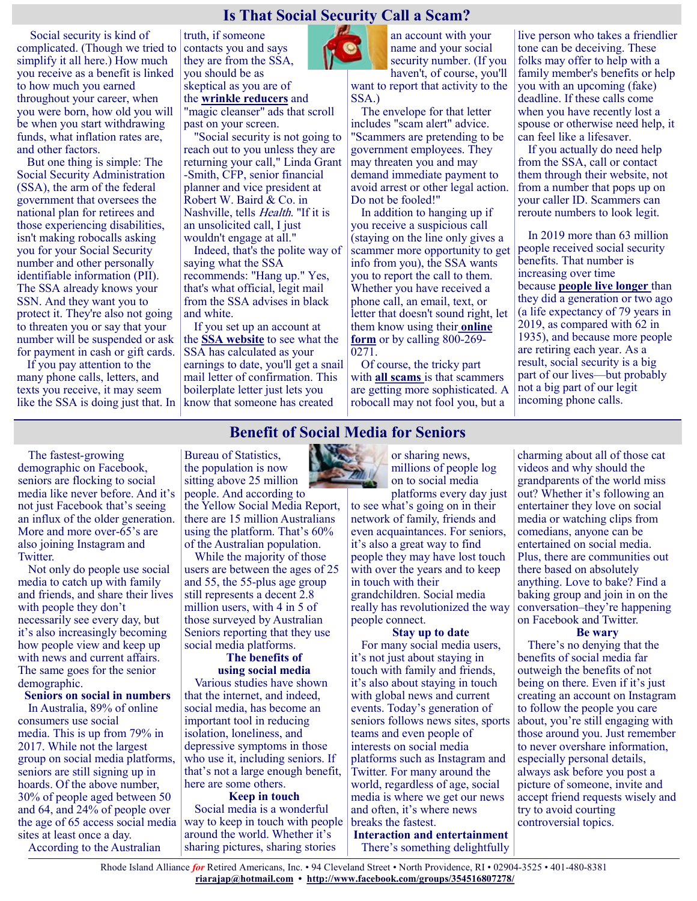# Is That Social Security Call a Scam?

Social security is kind of complicated. (Though we tried to simplify it all here.) How much you receive as a benefit is linked to how much you earned throughout your career, when you were born, how old you will be when you start withdrawing funds, what inflation rates are, and other factors.

But one thing is simple: The Social Security Administration (SSA), the arm of the federal government that oversees the national plan for retirees and those experiencing disabilities, isn't making robocalls asking you for your Social Security number and other personally identifiable information (PII). The SSA already knows your SSN. And they want you to protect it. They're also not going to threaten you or say that your number will be suspended or ask for payment in cash or gift cards.

If you pay attention to the many phone calls, letters, and texts you receive, it may seem like the SSA is doing just that. In truth, if someone contacts you and says they are from the SSA, you should be as skeptical as you are of the **wrinkle reducers** and "magic cleanser" ads that scroll past on your screen.

"Social security is not going to reach out to you unless they are returning your call," Linda Grant-Smith, CFP, senior financial planner and vice president at Robert W. Baird & Co. in Nashville, tells *Health*. "If it is an unsolicited call, I just wouldn't engage at all."

Indeed, that's the polite way of saying what the SSA recommends: "Hang up." Yes, that's what official, legit mail from the SSA advises in black and white.

If you set up an account at the **SSA website** to see what the SSA has calculated as your earnings to date, you'll get a snail mail letter of confirmation. This boilerplate letter just lets you know that someone has created an account with your name and your social security number. (If you haven't, of course, you'll want to report that activity to the SSA.)

The envelope for that letter includes "scam alert" advice. "Scammers are pretending to be government employees. They may threaten you and may demand immediate payment to avoid arrest or other legal action. Do not be fooled!"

In addition to hanging up if you receive a suspicious call (staying on the line only gives a scammer more opportunity to get info from you), the SSA wants you to report the call to them. Whether you have received a phone call, an email, text, or letter that doesn't sound right, let them know using their **online form** or by calling 800-269-0271.

Of course, the tricky part with **all scams** is that scammers are getting more sophisticated. A robocall may not fool you, but a live person who takes a friendlier tone can be deceiving. These folks may offer to help with a family member's benefits or help you with an upcoming (fake) deadline. If these calls come when you have recently lost a spouse or otherwise need help, it can feel like a lifesaver.

If you actually do need help from the SSA, call or contact them through their website, not from a number that pops up on your caller ID. Scammers can reroute numbers to look legit.

In 2019 more than 63 million people received social security benefits. That number is increasing over time because **people live longer** than they did a generation or two ago (a life expectancy of 79 years in 2019, as compared with 62 in 1935), and because more people are retiring each year. As a result, social security is a big part of our lives—but probably not a big part of our legit incoming phone calls.

# Benefit of Social Media for Seniors

The fastest-growing demographic on Facebook, seniors are flocking to social media like never before. And it's not just Facebook that's seeing an influx of the older generation. More and more over-65's are also joining Instagram and Twitter.

Not only do people use social media to catch up with family and friends, and share their lives with people they don't necessarily see every day, but it's also increasingly becoming how people view and keep up with news and current affairs. The same goes for the senior demographic.

**Seniors on social in numbers**

In Australia, 89% of online consumers use social media. This is up from 79% in 2017. While not the largest group on social media platforms, seniors are still signing up in hoards. Of the above number, 30% of people aged between 50 and 64, and 24% of people over the age of 65 access social media sites at least once a day.

According to the Australian Bureau of Statistics, the population is now sitting above 25 million people. And according to the Yellow Social Media Report, there are 15 million Australians using the platform. That's 60% of the Australian population.

While the majority of those users are between the ages of 25 and 55, the 55-plus age group still represents a decent 2.8 million users, with 4 in 5 of those surveyed by Australian Seniors reporting that they use social media platforms.

**The benefits of using social media**

Various studies have shown that the internet, and indeed, social media, has become an important tool in reducing isolation, loneliness, and depressive symptoms in those who use it, including seniors. If that's not a large enough benefit, here are some others.

**Keep in touch**

Social media is a wonderful way to keep in touch with people around the world. Whether it's sharing pictures, sharing stories or sharing news, millions of people log on to social media platforms every day just to see what's going on in their network of family, friends and even acquaintances. For seniors, it's also a great way to find people they may have lost touch with over the years and to keep in touch with their grandchildren. Social media really has revolutionized the way people connect.

**Stay up to date**

For many social media users, it's not just about staying in touch with family and friends, it's also about staying in touch with global news and current events. Today's generation of seniors follows news sites, sports teams and even people of interests on social media platforms such as Instagram and Twitter. For many around the world, regardless of age, social media is where we get our news and often, it's where news breaks the fastest.

**Interaction and entertainment**

There's something delightfully charming about all of those cat videos and why should the grandparents of the world miss out? Whether it's following an entertainer they love on social media or watching clips from comedians, anyone can be entertained on social media. Plus, there are communities out there based on absolutely anything. Love to bake? Find a baking group and join in on the conversation–they're happening on Facebook and Twitter.

**Be wary**

There's no denying that the benefits of social media far outweigh the benefits of not being on there. Even if it's just creating an account on Instagram to follow the people you care about, you're still engaging with those around you. Just remember to never overshare information, especially personal details, always ask before you post a picture of someone, invite and accept friend requests wisely and try to avoid courting controversial topics.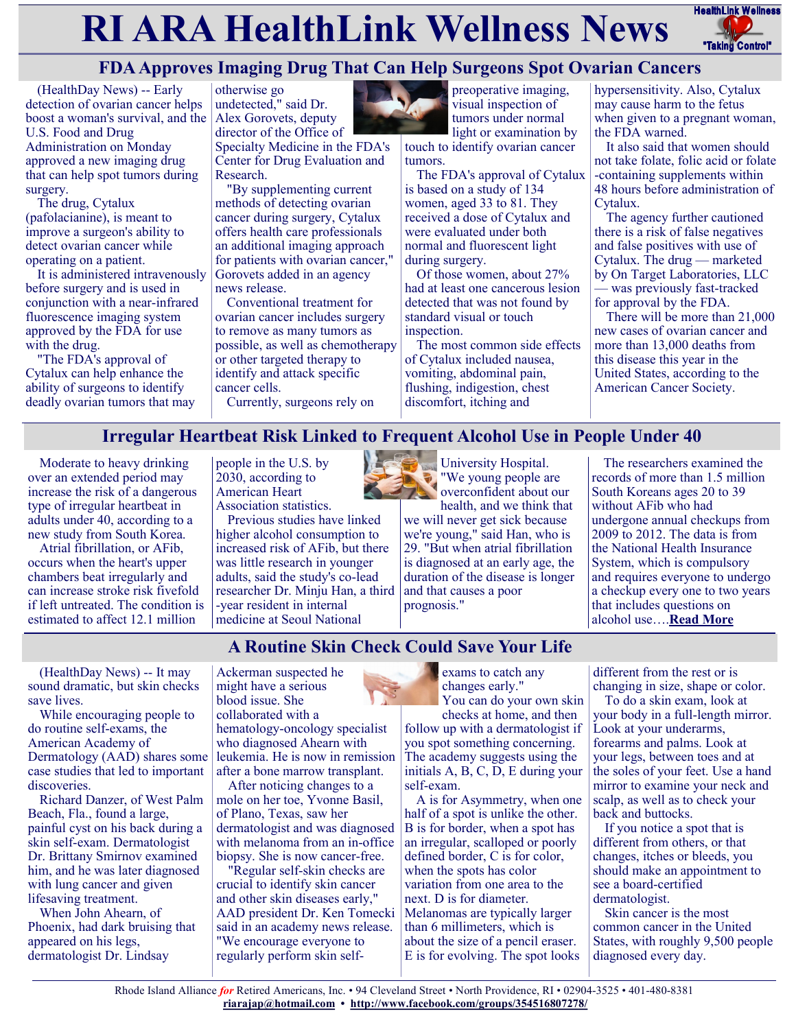# RI ARA HealthLink Wellness News

## FDA Approves Imaging Drug That Can Help Surgeons Spot Ovarian Cancers

(HealthDay News) -- Early detection of ovarian cancer helps boost a woman's survival, and the U.S. Food and Drug Administration on Monday approved a new imaging drug that can help spot tumors during surgery.

The drug, Cytalux (pafolacianine), is meant to improve a surgeon's ability to detect ovarian cancer while operating on a patient.

It is administered intravenously before surgery and is used in conjunction with a near-infrared fluorescence imaging system approved by the FDA for use with the drug.

"The FDA's approval of Cytalux can help enhance the ability of surgeons to identify deadly ovarian tumors that may otherwise go undetected," said Dr. Alex Gorovets, deputy director of the Office of Specialty Medicine in the FDA's Center for Drug Evaluation and Research.

"By supplementing current methods of detecting ovarian cancer during surgery, Cytalux offers health care professionals an additional imaging approach for patients with ovarian cancer," Gorovets added in an agency news release.

Conventional treatment for ovarian cancer includes surgery to remove as many tumors as possible, as well as chemotherapy or other targeted therapy to identify and attack specific cancer cells.

Currently, surgeons rely on preoperative imaging, visual inspection of tumors under normal light or examination by touch to identify ovarian cancer tumors.

The FDA's approval of Cytalux is based on a study of 134 women, aged 33 to 81. They received a dose of Cytalux and were evaluated under both normal and fluorescent light during surgery.

Of those women, about 27% had at least one cancerous lesion detected that was not found by standard visual or touch inspection.

The most common side effects of Cytalux included nausea, vomiting, abdominal pain, flushing, indigestion, chest discomfort, itching and hypersensitivity. Also, Cytalux may cause harm to the fetus when given to a pregnant woman, the FDA warned.

It also said that women should not take folate, folic acid or folate-containing supplements within 48 hours before administration of Cytalux.

The agency further cautioned there is a risk of false negatives and false positives with use of Cytalux. The drug — marketed by On Target Laboratories, LLC — was previously fast-tracked for approval by the FDA.

There will be more than 21,000 new cases of ovarian cancer and more than 13,000 deaths from this disease this year in the United States, according to the American Cancer Society.

## Irregular Heartbeat Risk Linked to Frequent Alcohol Use in People Under 40

Moderate to heavy drinking over an extended period may increase the risk of a dangerous type of irregular heartbeat in adults under 40, according to a new study from South Korea.

Atrial fibrillation, or AFib, occurs when the heart's upper chambers beat irregularly and can increase stroke risk fivefold if left untreated. The condition is estimated to affect 12.1 million people in the U.S. by 2030, according to American Heart Association statistics.

Previous studies have linked higher alcohol consumption to increased risk of AFib, but there was little research in younger adults, said the study's co-lead researcher Dr. Minju Han, a third-year resident in internal medicine at Seoul National University Hospital. "We young people are overconfident about our health, and we think that we will never get sick because we're young," said Han, who is 29. "But when atrial fibrillation is diagnosed at an early age, the duration of the disease is longer and that causes a poor prognosis."

The researchers examined the records of more than 1.5 million South Koreans ages 20 to 39 without AFib who had undergone annual checkups from 2009 to 2012. The data is from the National Health Insurance System, which is compulsory and requires everyone to undergo a checkup every one to two years that includes questions on alcohol use….**Read More**

## A Routine Skin Check Could Save Your Life

(HealthDay News) -- It may sound dramatic, but skin checks save lives.

While encouraging people to do routine self-exams, the American Academy of Dermatology (AAD) shares some case studies that led to important discoveries.

Richard Danzer, of West Palm Beach, Fla., found a large, painful cyst on his back during a skin self-exam. Dermatologist Dr. Brittany Smirnov examined him, and he was later diagnosed with lung cancer and given lifesaving treatment.

When John Ahearn, of Phoenix, had dark bruising that appeared on his legs, dermatologist Dr. Lindsay Ackerman suspected he might have a serious blood issue. She collaborated with a hematology-oncology specialist who diagnosed Ahearn with leukemia. He is now in remission after a bone marrow transplant.

After noticing changes to a mole on her toe, Yvonne Basil, of Plano, Texas, saw her dermatologist and was diagnosed with melanoma from an in-office biopsy. She is now cancer-free.

"Regular self-skin checks are crucial to identify skin cancer and other skin diseases early," AAD president Dr. Ken Tomecki said in an academy news release. "We encourage everyone to regularly perform skin self-exams to catch any changes early."

You can do your own skin checks at home, and then follow up with a dermatologist if you spot something concerning. The academy suggests using the initials A, B, C, D, E during your self-exam.

A is for Asymmetry, when one half of a spot is unlike the other. B is for border, when a spot has an irregular, scalloped or poorly defined border, C is for color, when the spots has color variation from one area to the next. D is for diameter. Melanomas are typically larger than 6 millimeters, which is about the size of a pencil eraser. E is for evolving. The spot looks different from the rest or is changing in size, shape or color.

To do a skin exam, look at your body in a full-length mirror. Look at your underarms, forearms and palms. Look at your legs, between toes and at the soles of your feet. Use a hand mirror to examine your neck and scalp, as well as to check your back and buttocks.

If you notice a spot that is different from others, or that changes, itches or bleeds, you should make an appointment to see a board-certified dermatologist.

Skin cancer is the most common cancer in the United States, with roughly 9,500 people diagnosed every day.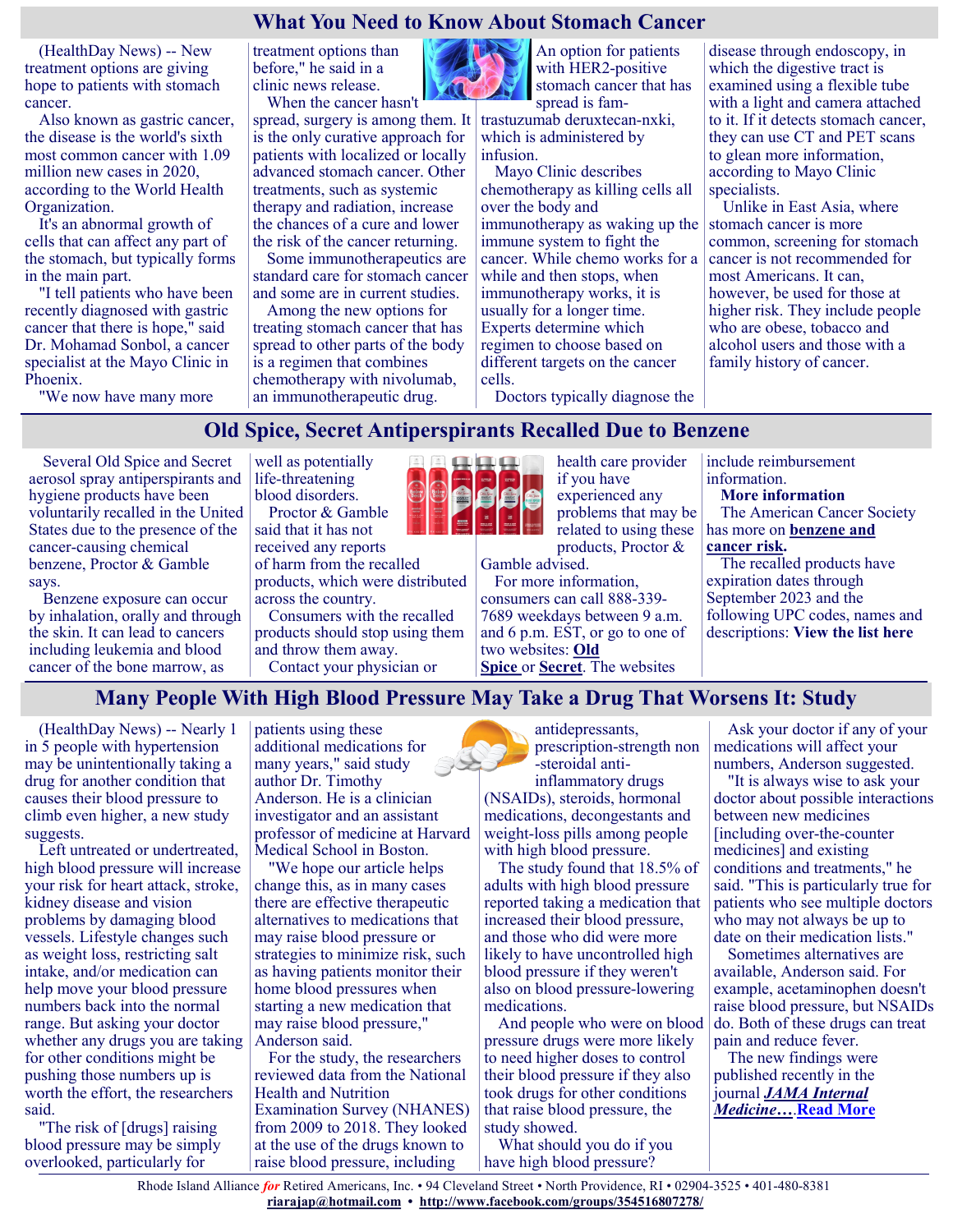## What You Need to Know About Stomach Cancer

(HealthDay News) -- New treatment options are giving hope to patients with stomach cancer.

Also known as gastric cancer, the disease is the world's sixth most common cancer with 1.09 million new cases in 2020, according to the World Health Organization.

It's an abnormal growth of cells that can affect any part of the stomach, but typically forms in the main part.

"I tell patients who have been recently diagnosed with gastric cancer that there is hope," said Dr. Mohamad Sonbol, a cancer specialist at the Mayo Clinic in Phoenix.

"We now have many more treatment options than before," he said in a clinic news release.

When the cancer hasn't spread, surgery is among them. It is the only curative approach for patients with localized or locally advanced stomach cancer. Other treatments, such as systemic therapy and radiation, increase the chances of a cure and lower the risk of the cancer returning.

Some immunotherapeutics are standard care for stomach cancer and some are in current studies.

Among the new options for treating stomach cancer that has spread to other parts of the body is a regimen that combines chemotherapy with nivolumab, an immunotherapeutic drug.

An option for patients with HER2-positive stomach cancer that has spread is fam-trastuzumab deruxtecan-nxki, which is administered by infusion.

Mayo Clinic describes chemotherapy as killing cells all over the body and immunotherapy as waking up the immune system to fight the cancer. While chemo works for a while and then stops, when immunotherapy works, it is usually for a longer time. Experts determine which regimen to choose based on different targets on the cancer cells.

Doctors typically diagnose the disease through endoscopy, in which the digestive tract is examined using a flexible tube with a light and camera attached to it. If it detects stomach cancer, they can use CT and PET scans to glean more information, according to Mayo Clinic specialists.

Unlike in East Asia, where stomach cancer is more common, screening for stomach cancer is not recommended for most Americans. It can, however, be used for those at higher risk. They include people who are obese, tobacco and alcohol users and those with a family history of cancer.

## Old Spice, Secret Antiperspirants Recalled Due to Benzene

Several Old Spice and Secret aerosol spray antiperspirants and hygiene products have been voluntarily recalled in the United States due to the presence of the cancer-causing chemical benzene, Proctor & Gamble says.

Benzene exposure can occur by inhalation, orally and through the skin. It can lead to cancers including leukemia and blood cancer of the bone marrow, as well as potentially life-threatening blood disorders.

Proctor & Gamble said that it has not received any reports of harm from the recalled products, which were distributed across the country.

Consumers with the recalled products should stop using them and throw them away.

Contact your physician or health care provider if you have experienced any problems that may be related to using these products, Proctor & Gamble advised.

For more information, consumers can call 888-339-7689 weekdays between 9 a.m. and 6 p.m. EST, or go to one of two websites: **Old Spice** or **Secret**. The websites include reimbursement information.

**More information**

The American Cancer Society has more on **benzene and cancer risk.**

The recalled products have expiration dates through September 2023 and the following UPC codes, names and descriptions: **View the list here**

## Many People With High Blood Pressure May Take a Drug That Worsens It: Study

(HealthDay News) -- Nearly 1 in 5 people with hypertension may be unintentionally taking a drug for another condition that causes their blood pressure to climb even higher, a new study suggests.

Left untreated or undertreated, high blood pressure will increase your risk for heart attack, stroke, kidney disease and vision problems by damaging blood vessels. Lifestyle changes such as weight loss, restricting salt intake, and/or medication can help move your blood pressure numbers back into the normal range. But asking your doctor whether any drugs you are taking for other conditions might be pushing those numbers up is worth the effort, the researchers said.

"The risk of [drugs] raising blood pressure may be simply overlooked, particularly for patients using these additional medications for many years," said study author Dr. Timothy Anderson. He is a clinician investigator and an assistant professor of medicine at Harvard Medical School in Boston.

"We hope our article helps change this, as in many cases there are effective therapeutic alternatives to medications that may raise blood pressure or strategies to minimize risk, such as having patients monitor their home blood pressures when starting a new medication that may raise blood pressure," Anderson said.

For the study, the researchers reviewed data from the National Health and Nutrition Examination Survey (NHANES) from 2009 to 2018. They looked at the use of the drugs known to raise blood pressure, including antidepressants, prescription-strength non-steroidal anti-inflammatory drugs (NSAIDs), steroids, hormonal medications, decongestants and weight-loss pills among people with high blood pressure.

The study found that 18.5% of adults with high blood pressure reported taking a medication that increased their blood pressure, and those who did were more likely to have uncontrolled high blood pressure if they weren't also on blood pressure-lowering medications.

And people who were on blood pressure drugs were more likely to need higher doses to control their blood pressure if they also took drugs for other conditions that raise blood pressure, the study showed.

What should you do if you have high blood pressure?

Ask your doctor if any of your medications will affect your numbers, Anderson suggested.

"It is always wise to ask your doctor about possible interactions between new medicines [including over-the-counter medicines] and existing conditions and treatments," he said. "This is particularly true for patients who see multiple doctors who may not always be up to date on their medication lists."

Sometimes alternatives are available, Anderson said. For example, acetaminophen doesn't raise blood pressure, but NSAIDs do. Both of these drugs can treat pain and reduce fever.

The new findings were published recently in the journal ***JAMA Internal Medicine*…. Read More**

Rhode Island Alliance *for* Retired Americans, Inc. • 94 Cleveland Street • North Providence, RI • 02904-3525 • 401-480-8381
**riarajap@hotmail.com** • **http://www.facebook.com/groups/354516807278/**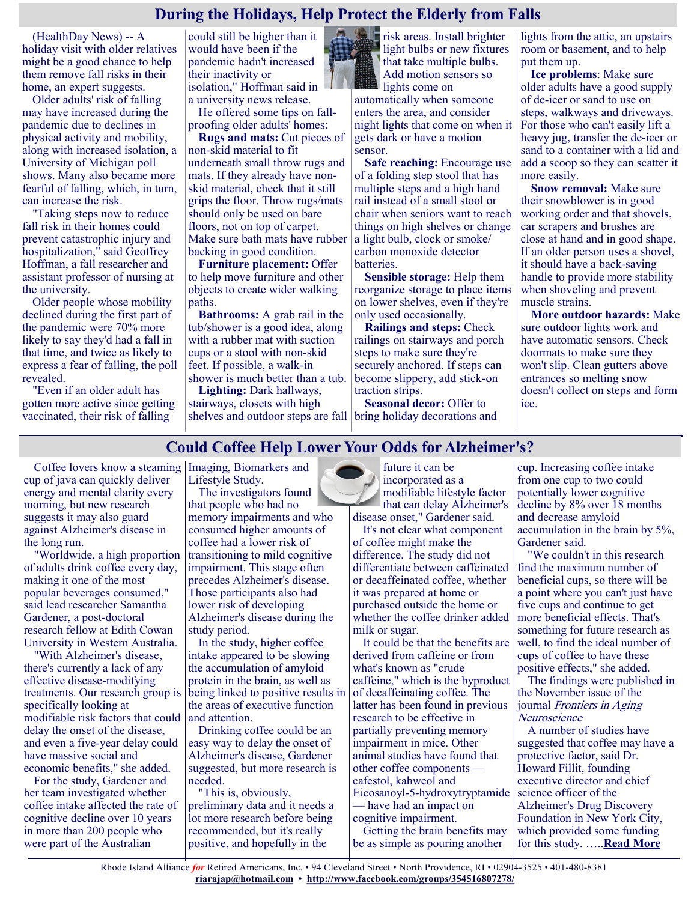## During the Holidays, Help Protect the Elderly from Falls

(HealthDay News) -- A holiday visit with older relatives might be a good chance to help them remove fall risks in their home, an expert suggests.

Older adults' risk of falling may have increased during the pandemic due to declines in physical activity and mobility, along with increased isolation, a University of Michigan poll shows. Many also became more fearful of falling, which, in turn, can increase the risk.

"Taking steps now to reduce fall risk in their homes could prevent catastrophic injury and hospitalization," said Geoffrey Hoffman, a fall researcher and assistant professor of nursing at the university.

Older people whose mobility declined during the first part of the pandemic were 70% more likely to say they'd had a fall in that time, and twice as likely to express a fear of falling, the poll revealed.

"Even if an older adult has gotten more active since getting vaccinated, their risk of falling could still be higher than it would have been if the pandemic hadn't increased their inactivity or isolation," Hoffman said in a university news release.

He offered some tips on fall-proofing older adults' homes:

**Rugs and mats:** Cut pieces of non-skid material to fit underneath small throw rugs and mats. If they already have non-skid material, check that it still grips the floor. Throw rugs/mats should only be used on bare floors, not on top of carpet. Make sure bath mats have rubber backing in good condition.

**Furniture placement:** Offer to help move furniture and other objects to create wider walking paths.

**Bathrooms:** A grab rail in the tub/shower is a good idea, along with a rubber mat with suction cups or a stool with non-skid feet. If possible, a walk-in shower is much better than a tub.

**Lighting:** Dark hallways, stairways, closets with high shelves and outdoor steps are fall risk areas. Install brighter light bulbs or new fixtures that take multiple bulbs. Add motion sensors so lights come on automatically when someone enters the area, and consider night lights that come on when it gets dark or have a motion sensor.

**Safe reaching:** Encourage use of a folding step stool that has multiple steps and a high hand rail instead of a small stool or chair when seniors want to reach things on high shelves or change a light bulb, clock or smoke/carbon monoxide detector batteries.

**Sensible storage:** Help them reorganize storage to place items on lower shelves, even if they're only used occasionally.

**Railings and steps:** Check railings on stairways and porch steps to make sure they're securely anchored. If steps can become slippery, add stick-on traction strips.

**Seasonal decor:** Offer to bring holiday decorations and lights from the attic, an upstairs room or basement, and to help put them up.

**Ice problems**: Make sure older adults have a good supply of de-icer or sand to use on steps, walkways and driveways. For those who can't easily lift a heavy jug, transfer the de-icer or sand to a container with a lid and add a scoop so they can scatter it more easily.

**Snow removal:** Make sure their snowblower is in good working order and that shovels, car scrapers and brushes are close at hand and in good shape. If an older person uses a shovel, it should have a back-saving handle to provide more stability when shoveling and prevent muscle strains.

**More outdoor hazards:** Make sure outdoor lights work and have automatic sensors. Check doormats to make sure they won't slip. Clean gutters above entrances so melting snow doesn't collect on steps and form ice.

## Could Coffee Help Lower Your Odds for Alzheimer's?

Coffee lovers know a steaming cup of java can quickly deliver energy and mental clarity every morning, but new research suggests it may also guard against Alzheimer's disease in the long run.

"Worldwide, a high proportion of adults drink coffee every day, making it one of the most popular beverages consumed," said lead researcher Samantha Gardener, a post-doctoral research fellow at Edith Cowan University in Western Australia.

"With Alzheimer's disease, there's currently a lack of any effective disease-modifying treatments. Our research group is specifically looking at modifiable risk factors that could delay the onset of the disease, and even a five-year delay could have massive social and economic benefits," she added.

For the study, Gardener and her team investigated whether coffee intake affected the rate of cognitive decline over 10 years in more than 200 people who were part of the Australian Imaging, Biomarkers and Lifestyle Study.

The investigators found that people who had no memory impairments and who consumed higher amounts of coffee had a lower risk of transitioning to mild cognitive impairment. This stage often precedes Alzheimer's disease. Those participants also had lower risk of developing Alzheimer's disease during the study period.

In the study, higher coffee intake appeared to be slowing the accumulation of amyloid protein in the brain, as well as being linked to positive results in the areas of executive function and attention.

Drinking coffee could be an easy way to delay the onset of Alzheimer's disease, Gardener suggested, but more research is needed.

"This is, obviously, preliminary data and it needs a lot more research before being recommended, but it's really positive, and hopefully in the future it can be incorporated as a modifiable lifestyle factor that can delay Alzheimer's disease onset," Gardener said.

It's not clear what component of coffee might make the difference. The study did not differentiate between caffeinated or decaffeinated coffee, whether it was prepared at home or purchased outside the home or whether the coffee drinker added milk or sugar.

It could be that the benefits are derived from caffeine or from what's known as "crude caffeine," which is the byproduct of decaffeinating coffee. The latter has been found in previous research to be effective in partially preventing memory impairment in mice. Other animal studies have found that other coffee components — cafestol, kahweol and Eicosanoyl-5-hydroxytryptamide — have had an impact on cognitive impairment.

Getting the brain benefits may be as simple as pouring another cup. Increasing coffee intake from one cup to two could potentially lower cognitive decline by 8% over 18 months and decrease amyloid accumulation in the brain by 5%, Gardener said.

"We couldn't in this research find the maximum number of beneficial cups, so there will be a point where you can't just have five cups and continue to get more beneficial effects. That's something for future research as well, to find the ideal number of cups of coffee to have these positive effects," she added.

The findings were published in the November issue of the journal *Frontiers in Aging Neuroscience*

A number of studies have suggested that coffee may have a protective factor, said Dr. Howard Fillit, founding executive director and chief science officer of the Alzheimer's Drug Discovery Foundation in New York City, which provided some funding for this study. …..**Read More**

Rhode Island Alliance *for* Retired Americans, Inc. • 94 Cleveland Street • North Providence, RI • 02904-3525 • 401-480-8381
riarajap@hotmail.com • http://www.facebook.com/groups/354516807278/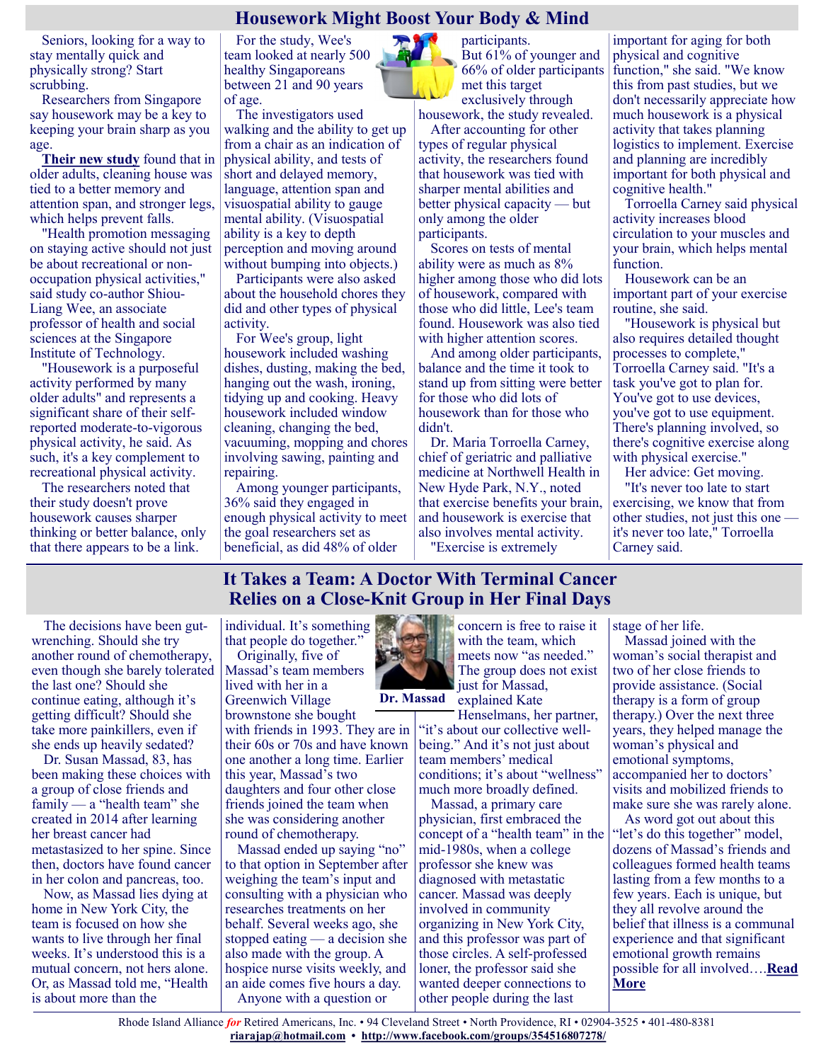# Housework Might Boost Your Body & Mind

Seniors, looking for a way to stay mentally quick and physically strong? Start scrubbing.

Researchers from Singapore say housework may be a key to keeping your brain sharp as you age.

**Their new study** found that in older adults, cleaning house was tied to a better memory and attention span, and stronger legs, which helps prevent falls.

"Health promotion messaging on staying active should not just be about recreational or non-occupation physical activities," said study co-author Shiou-Liang Wee, an associate professor of health and social sciences at the Singapore Institute of Technology.

"Housework is a purposeful activity performed by many older adults" and represents a significant share of their self-reported moderate-to-vigorous physical activity, he said. As such, it's a key complement to recreational physical activity.

The researchers noted that their study doesn't prove housework causes sharper thinking or better balance, only that there appears to be a link.

For the study, Wee's team looked at nearly 500 healthy Singaporeans between 21 and 90 years of age.

The investigators used walking and the ability to get up from a chair as an indication of physical ability, and tests of short and delayed memory, language, attention span and visuospatial ability to gauge mental ability. (Visuospatial ability is a key to depth perception and moving around without bumping into objects.)

Participants were also asked about the household chores they did and other types of physical activity.

For Wee's group, light housework included washing dishes, dusting, making the bed, hanging out the wash, ironing, tidying up and cooking. Heavy housework included window cleaning, changing the bed, vacuuming, mopping and chores involving sawing, painting and repairing.

Among younger participants, 36% said they engaged in enough physical activity to meet the goal researchers set as beneficial, as did 48% of older participants. But 61% of younger and 66% of older participants met this target exclusively through housework, the study revealed.

After accounting for other types of regular physical activity, the researchers found that housework was tied with sharper mental abilities and better physical capacity — but only among the older participants.

Scores on tests of mental ability were as much as 8% higher among those who did lots of housework, compared with those who did little, Lee's team found. Housework was also tied with higher attention scores.

And among older participants, balance and the time it took to stand up from sitting were better for those who did lots of housework than for those who didn't.

Dr. Maria Torroella Carney, chief of geriatric and palliative medicine at Northwell Health in New Hyde Park, N.Y., noted that exercise benefits your brain, and housework is exercise that also involves mental activity.

"Exercise is extremely important for aging for both physical and cognitive function," she said. "We know this from past studies, but we don't necessarily appreciate how much housework is a physical activity that takes planning logistics to implement. Exercise and planning are incredibly important for both physical and cognitive health."

Torroella Carney said physical activity increases blood circulation to your muscles and your brain, which helps mental function.

Housework can be an important part of your exercise routine, she said.

"Housework is physical but also requires detailed thought processes to complete," Torroella Carney said. "It's a task you've got to plan for. You've got to use devices, you've got to use equipment. There's planning involved, so there's cognitive exercise along with physical exercise."

Her advice: Get moving.

"It's never too late to start exercising, we know that from other studies, not just this one — it's never too late," Torroella Carney said.

# It Takes a Team: A Doctor With Terminal Cancer Relies on a Close-Knit Group in Her Final Days

The decisions have been gut-wrenching. Should she try another round of chemotherapy, even though she barely tolerated the last one? Should she continue eating, although it's getting difficult? Should she take more painkillers, even if she ends up heavily sedated?

Dr. Susan Massad, 83, has been making these choices with a group of close friends and family — a "health team" she created in 2014 after learning her breast cancer had metastasized to her spine. Since then, doctors have found cancer in her colon and pancreas, too.

Now, as Massad lies dying at home in New York City, the team is focused on how she wants to live through her final weeks. It's understood this is a mutual concern, not hers alone. Or, as Massad told me, "Health is about more than the individual. It's something that people do together."

Originally, five of Massad's team members lived with her in a Greenwich Village brownstone she bought with friends in 1993. They are in their 60s or 70s and have known one another a long time. Earlier this year, Massad's two daughters and four other close friends joined the team when she was considering another round of chemotherapy.

Massad ended up saying "no" to that option in September after weighing the team's input and consulting with a physician who researches treatments on her behalf. Several weeks ago, she stopped eating — a decision she also made with the group. A hospice nurse visits weekly, and an aide comes five hours a day.

Dr. Massad

Anyone with a question or concern is free to raise it with the team, which meets now "as needed." The group does not exist just for Massad, explained Kate Henselmans, her partner, "it's about our collective well-being." And it's not just about team members' medical conditions; it's about "wellness" much more broadly defined.

Massad, a primary care physician, first embraced the concept of a "health team" in the mid-1980s, when a college professor she knew was diagnosed with metastatic cancer. Massad was deeply involved in community organizing in New York City, and this professor was part of those circles. A self-professed loner, the professor said she wanted deeper connections to other people during the last stage of her life.

Massad joined with the woman's social therapist and two of her close friends to provide assistance. (Social therapy is a form of group therapy.) Over the next three years, they helped manage the woman's physical and emotional symptoms, accompanied her to doctors' visits and mobilized friends to make sure she was rarely alone.

As word got out about this "let's do this together" model, dozens of Massad's friends and colleagues formed health teams lasting from a few months to a few years. Each is unique, but they all revolve around the belief that illness is a communal experience and that significant emotional growth remains possible for all involved….**Read More**

Rhode Island Alliance *for* Retired Americans, Inc. • 94 Cleveland Street • North Providence, RI • 02904-3525 • 401-480-8381
**riarajap@hotmail.com** • **http://www.facebook.com/groups/354516807278/**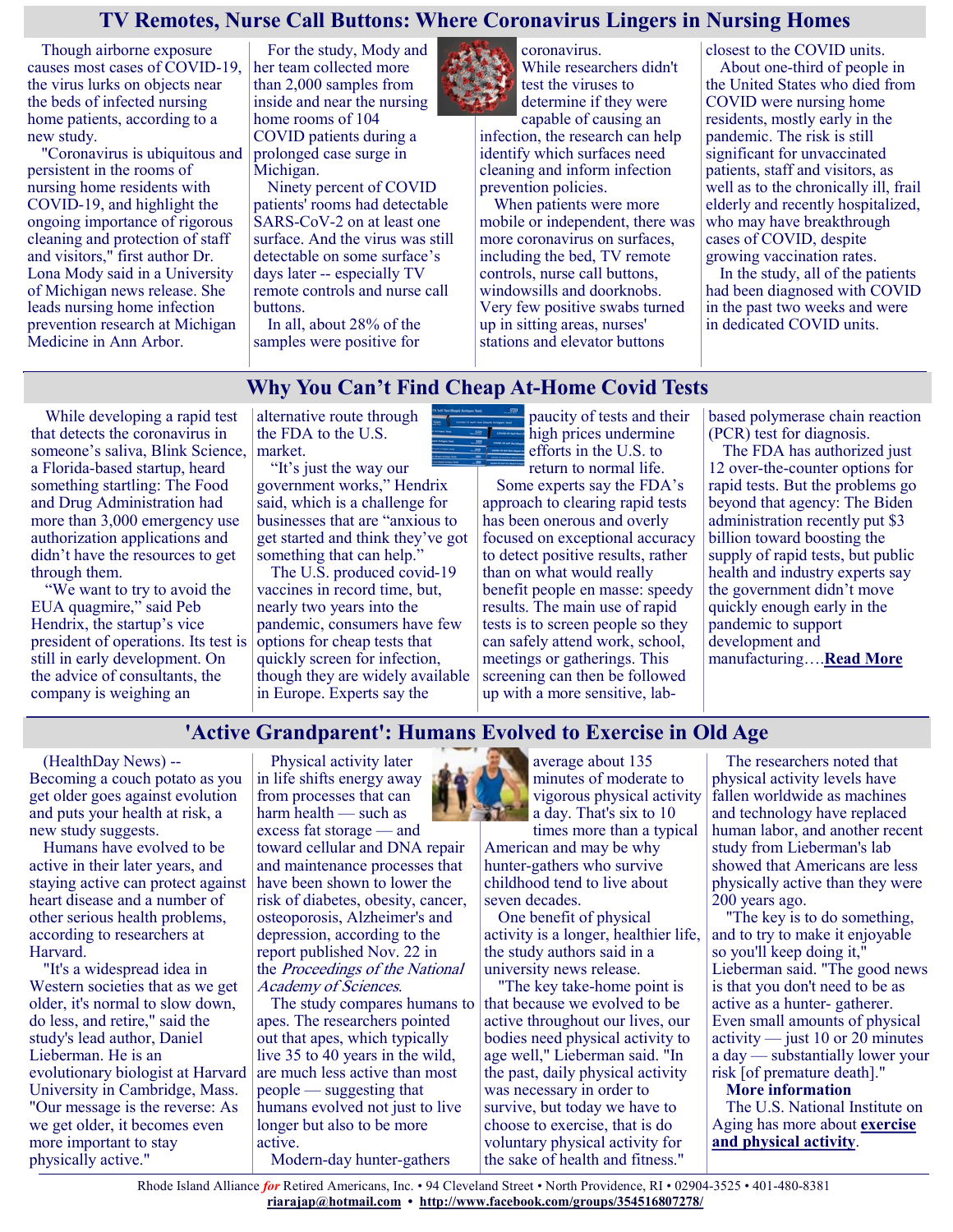## TV Remotes, Nurse Call Buttons: Where Coronavirus Lingers in Nursing Homes

Though airborne exposure causes most cases of COVID-19, the virus lurks on objects near the beds of infected nursing home patients, according to a new study.

"Coronavirus is ubiquitous and persistent in the rooms of nursing home residents with COVID-19, and highlight the ongoing importance of rigorous cleaning and protection of staff and visitors," first author Dr. Lona Mody said in a University of Michigan news release. She leads nursing home infection prevention research at Michigan Medicine in Ann Arbor.

For the study, Mody and her team collected more than 2,000 samples from inside and near the nursing home rooms of 104 COVID patients during a prolonged case surge in Michigan.

Ninety percent of COVID patients' rooms had detectable SARS-CoV-2 on at least one surface. And the virus was still detectable on some surface's days later -- especially TV remote controls and nurse call buttons.

In all, about 28% of the samples were positive for coronavirus.

While researchers didn't test the viruses to determine if they were capable of causing an infection, the research can help identify which surfaces need cleaning and inform infection prevention policies.

When patients were more mobile or independent, there was more coronavirus on surfaces, including the bed, TV remote controls, nurse call buttons, windowsills and doorknobs. Very few positive swabs turned up in sitting areas, nurses' stations and elevator buttons closest to the COVID units.

About one-third of people in the United States who died from COVID were nursing home residents, mostly early in the pandemic. The risk is still significant for unvaccinated patients, staff and visitors, as well as to the chronically ill, frail elderly and recently hospitalized, who may have breakthrough cases of COVID, despite growing vaccination rates.

In the study, all of the patients had been diagnosed with COVID in the past two weeks and were in dedicated COVID units.

## Why You Can't Find Cheap At-Home Covid Tests

While developing a rapid test that detects the coronavirus in someone's saliva, Blink Science, a Florida-based startup, heard something startling: The Food and Drug Administration had more than 3,000 emergency use authorization applications and didn't have the resources to get through them.

"We want to try to avoid the EUA quagmire," said Peb Hendrix, the startup's vice president of operations. Its test is still in early development. On the advice of consultants, the company is weighing an alternative route through the FDA to the U.S. market.

"It's just the way our government works," Hendrix said, which is a challenge for businesses that are "anxious to get started and think they've got something that can help."

The U.S. produced covid-19 vaccines in record time, but, nearly two years into the pandemic, consumers have few options for cheap tests that quickly screen for infection, though they are widely available in Europe. Experts say the paucity of tests and their high prices undermine efforts in the U.S. to return to normal life.

Some experts say the FDA's approach to clearing rapid tests has been onerous and overly focused on exceptional accuracy to detect positive results, rather than on what would really benefit people en masse: speedy results. The main use of rapid tests is to screen people so they can safely attend work, school, meetings or gatherings. This screening can then be followed up with a more sensitive, lab-based polymerase chain reaction (PCR) test for diagnosis.

The FDA has authorized just 12 over-the-counter options for rapid tests. But the problems go beyond that agency: The Biden administration recently put $3 billion toward boosting the supply of rapid tests, but public health and industry experts say the government didn't move quickly enough early in the pandemic to support development and manufacturing….**Read More**

## 'Active Grandparent': Humans Evolved to Exercise in Old Age

(HealthDay News) -- Becoming a couch potato as you get older goes against evolution and puts your health at risk, a new study suggests.

Humans have evolved to be active in their later years, and staying active can protect against heart disease and a number of other serious health problems, according to researchers at Harvard.

"It's a widespread idea in Western societies that as we get older, it's normal to slow down, do less, and retire," said the study's lead author, Daniel Lieberman. He is an evolutionary biologist at Harvard University in Cambridge, Mass. "Our message is the reverse: As we get older, it becomes even more important to stay physically active."

Physical activity later in life shifts energy away from processes that can harm health — such as excess fat storage — and toward cellular and DNA repair and maintenance processes that have been shown to lower the risk of diabetes, obesity, cancer, osteoporosis, Alzheimer's and depression, according to the report published Nov. 22 in the *Proceedings of the National Academy of Sciences*.

The study compares humans to apes. The researchers pointed out that apes, which typically live 35 to 40 years in the wild, are much less active than most people — suggesting that humans evolved not just to live longer but also to be more active.

Modern-day hunter-gathers average about 135 minutes of moderate to vigorous physical activity a day. That's six to 10 times more than a typical American and may be why hunter-gathers who survive childhood tend to live about seven decades.

One benefit of physical activity is a longer, healthier life, the study authors said in a university news release.

"The key take-home point is that because we evolved to be active throughout our lives, our bodies need physical activity to age well," Lieberman said. "In the past, daily physical activity was necessary in order to survive, but today we have to choose to exercise, that is do voluntary physical activity for the sake of health and fitness."

The researchers noted that physical activity levels have fallen worldwide as machines and technology have replaced human labor, and another recent study from Lieberman's lab showed that Americans are less physically active than they were 200 years ago.

"The key is to do something, and to try to make it enjoyable so you'll keep doing it," Lieberman said. "The good news is that you don't need to be as active as a hunter- gatherer. Even small amounts of physical activity — just 10 or 20 minutes a day — substantially lower your risk [of premature death]."

**More information**

The U.S. National Institute on Aging has more about **exercise and physical activity**.

Rhode Island Alliance *for* Retired Americans, Inc. • 94 Cleveland Street • North Providence, RI • 02904-3525 • 401-480-8381
**riarajap@hotmail.com** • **http://www.facebook.com/groups/354516807278/**